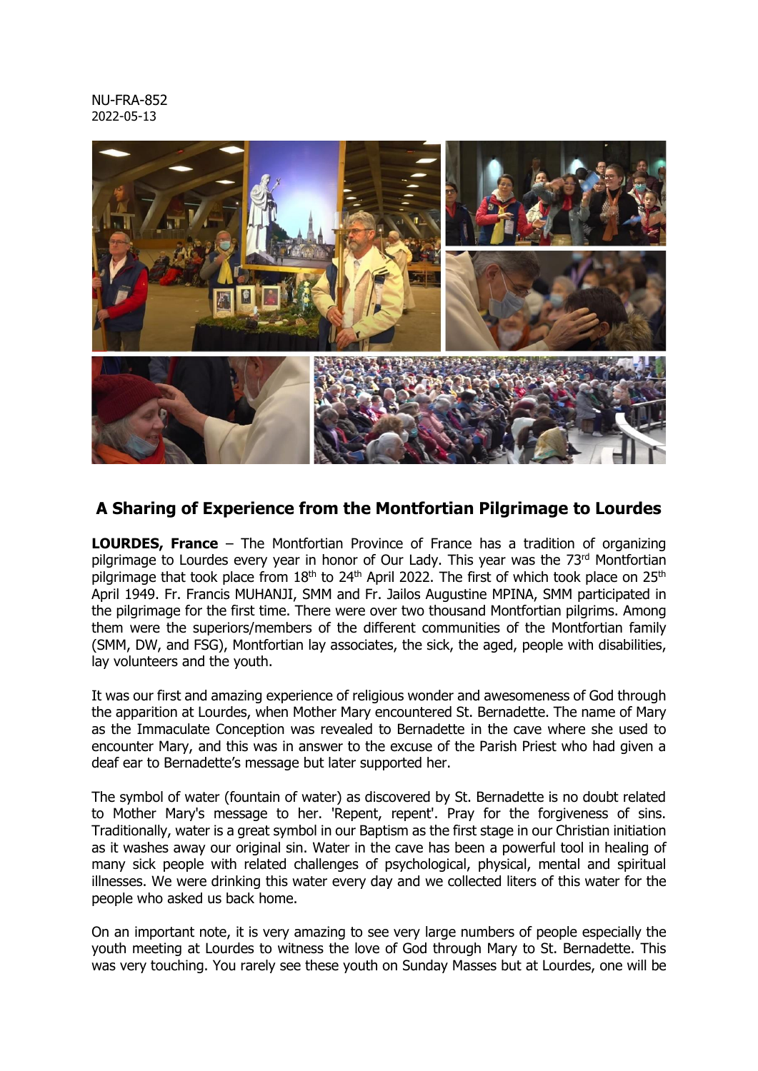NU-FRA-852
2022-05-13

## A Sharing of Experience from the Montfortian Pilgrimage to Lourdes

**LOURDES, France** – The Montfortian Province of France has a tradition of organizing pilgrimage to Lourdes every year in honor of Our Lady. This year was the 73rd Montfortian pilgrimage that took place from 18th to 24th April 2022. The first of which took place on 25th April 1949. Fr. Francis MUHANJI, SMM and Fr. Jailos Augustine MPINA, SMM participated in the pilgrimage for the first time. There were over two thousand Montfortian pilgrims. Among them were the superiors/members of the different communities of the Montfortian family (SMM, DW, and FSG), Montfortian lay associates, the sick, the aged, people with disabilities, lay volunteers and the youth.

It was our first and amazing experience of religious wonder and awesomeness of God through the apparition at Lourdes, when Mother Mary encountered St. Bernadette. The name of Mary as the Immaculate Conception was revealed to Bernadette in the cave where she used to encounter Mary, and this was in answer to the excuse of the Parish Priest who had given a deaf ear to Bernadette's message but later supported her.

The symbol of water (fountain of water) as discovered by St. Bernadette is no doubt related to Mother Mary's message to her. 'Repent, repent'. Pray for the forgiveness of sins. Traditionally, water is a great symbol in our Baptism as the first stage in our Christian initiation as it washes away our original sin. Water in the cave has been a powerful tool in healing of many sick people with related challenges of psychological, physical, mental and spiritual illnesses. We were drinking this water every day and we collected liters of this water for the people who asked us back home.

On an important note, it is very amazing to see very large numbers of people especially the youth meeting at Lourdes to witness the love of God through Mary to St. Bernadette. This was very touching. You rarely see these youth on Sunday Masses but at Lourdes, one will be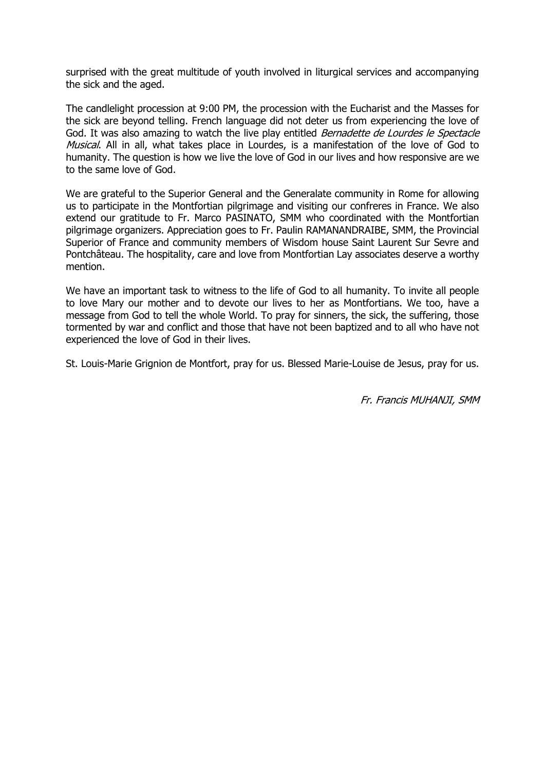surprised with the great multitude of youth involved in liturgical services and accompanying the sick and the aged.

The candlelight procession at 9:00 PM, the procession with the Eucharist and the Masses for the sick are beyond telling. French language did not deter us from experiencing the love of God. It was also amazing to watch the live play entitled *Bernadette de Lourdes le Spectacle Musical*. All in all, what takes place in Lourdes, is a manifestation of the love of God to humanity. The question is how we live the love of God in our lives and how responsive are we to the same love of God.

We are grateful to the Superior General and the Generalate community in Rome for allowing us to participate in the Montfortian pilgrimage and visiting our confreres in France. We also extend our gratitude to Fr. Marco PASINATO, SMM who coordinated with the Montfortian pilgrimage organizers. Appreciation goes to Fr. Paulin RAMANANDRAIBE, SMM, the Provincial Superior of France and community members of Wisdom house Saint Laurent Sur Sevre and Pontchâteau. The hospitality, care and love from Montfortian Lay associates deserve a worthy mention.

We have an important task to witness to the life of God to all humanity. To invite all people to love Mary our mother and to devote our lives to her as Montfortians. We too, have a message from God to tell the whole World. To pray for sinners, the sick, the suffering, those tormented by war and conflict and those that have not been baptized and to all who have not experienced the love of God in their lives.

St. Louis-Marie Grignion de Montfort, pray for us. Blessed Marie-Louise de Jesus, pray for us.

*Fr. Francis MUHANJI, SMM*